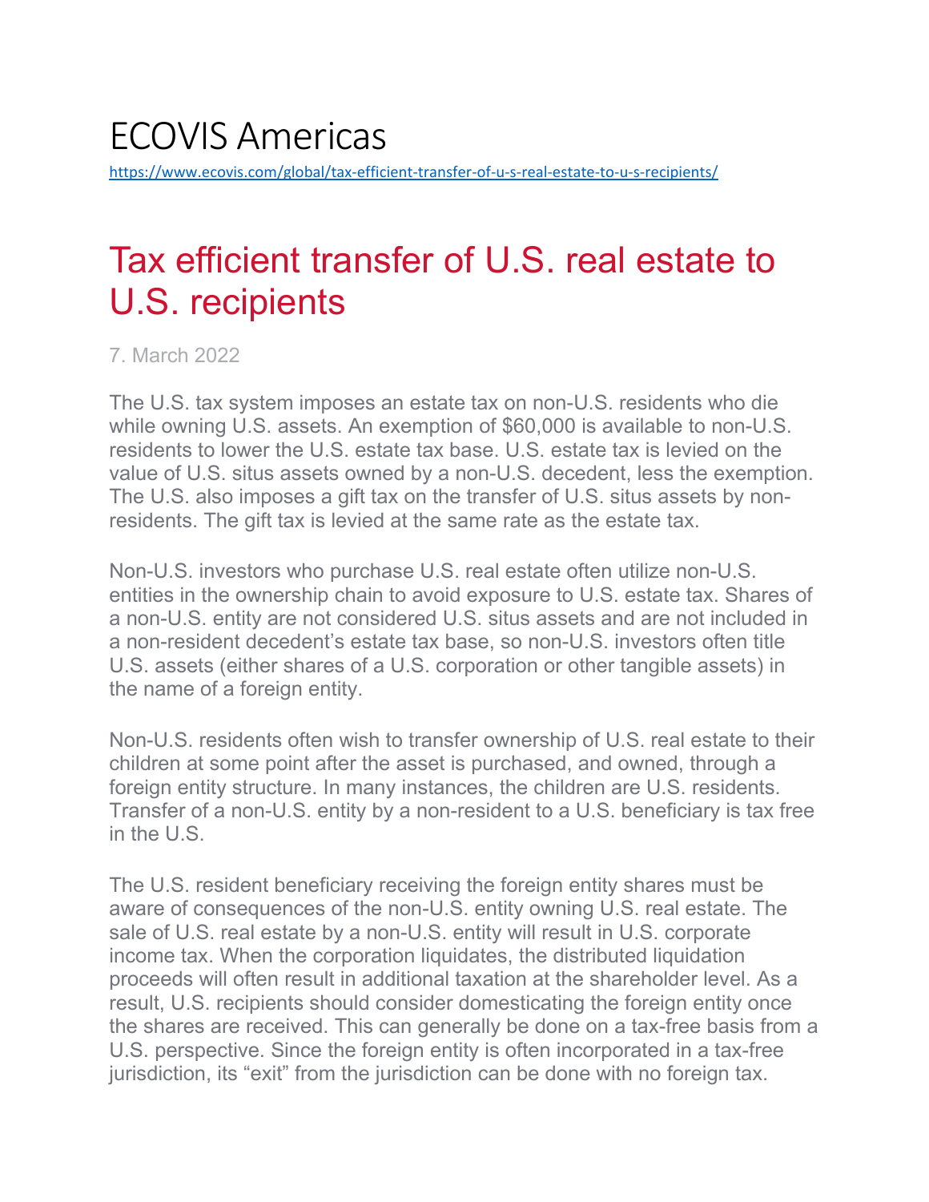# ECOVIS Americas

https://www.ecovis.com/global/tax-efficient-transfer-of-u-s-real-estate-to-u-s-recipients/

## Tax efficient transfer of U.S. real estate to U.S. recipients

7. March 2022

The U.S. tax system imposes an estate tax on non-U.S. residents who die while owning U.S. assets. An exemption of $60,000 is available to non-U.S. residents to lower the U.S. estate tax base. U.S. estate tax is levied on the value of U.S. situs assets owned by a non-U.S. decedent, less the exemption. The U.S. also imposes a gift tax on the transfer of U.S. situs assets by non-residents. The gift tax is levied at the same rate as the estate tax.

Non-U.S. investors who purchase U.S. real estate often utilize non-U.S. entities in the ownership chain to avoid exposure to U.S. estate tax. Shares of a non-U.S. entity are not considered U.S. situs assets and are not included in a non-resident decedent's estate tax base, so non-U.S. investors often title U.S. assets (either shares of a U.S. corporation or other tangible assets) in the name of a foreign entity.

Non-U.S. residents often wish to transfer ownership of U.S. real estate to their children at some point after the asset is purchased, and owned, through a foreign entity structure. In many instances, the children are U.S. residents. Transfer of a non-U.S. entity by a non-resident to a U.S. beneficiary is tax free in the U.S.

The U.S. resident beneficiary receiving the foreign entity shares must be aware of consequences of the non-U.S. entity owning U.S. real estate. The sale of U.S. real estate by a non-U.S. entity will result in U.S. corporate income tax. When the corporation liquidates, the distributed liquidation proceeds will often result in additional taxation at the shareholder level. As a result, U.S. recipients should consider domesticating the foreign entity once the shares are received. This can generally be done on a tax-free basis from a U.S. perspective. Since the foreign entity is often incorporated in a tax-free jurisdiction, its "exit" from the jurisdiction can be done with no foreign tax.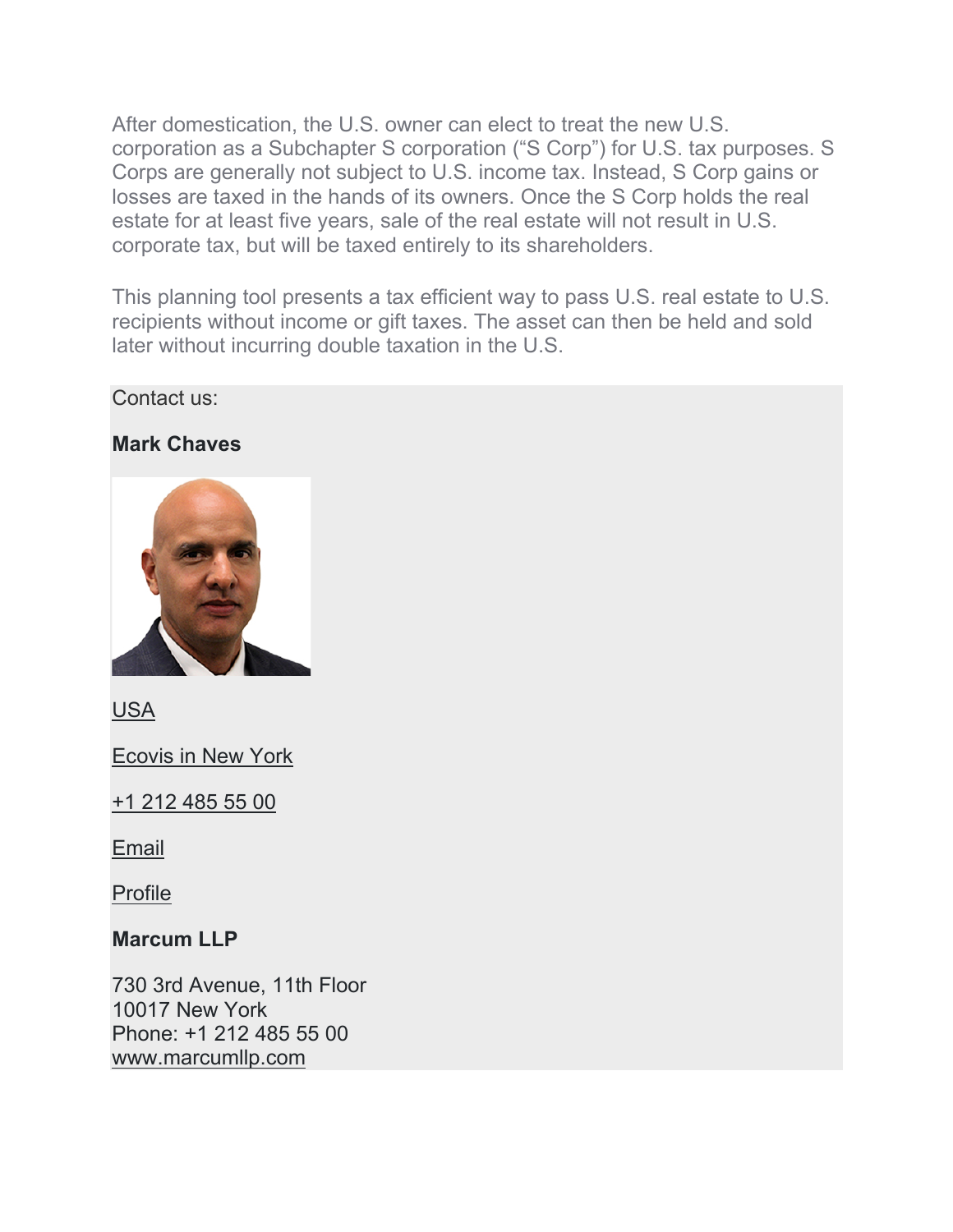After domestication, the U.S. owner can elect to treat the new U.S. corporation as a Subchapter S corporation (“S Corp”) for U.S. tax purposes. S Corps are generally not subject to U.S. income tax. Instead, S Corp gains or losses are taxed in the hands of its owners. Once the S Corp holds the real estate for at least five years, sale of the real estate will not result in U.S. corporate tax, but will be taxed entirely to its shareholders.

This planning tool presents a tax efficient way to pass U.S. real estate to U.S. recipients without income or gift taxes. The asset can then be held and sold later without incurring double taxation in the U.S.

Contact us:

**Mark Chaves**

USA

Ecovis in New York

+1 212 485 55 00

Email

Profile

**Marcum LLP**

730 3rd Avenue, 11th Floor
10017 New York
Phone: +1 212 485 55 00
www.marcumllp.com